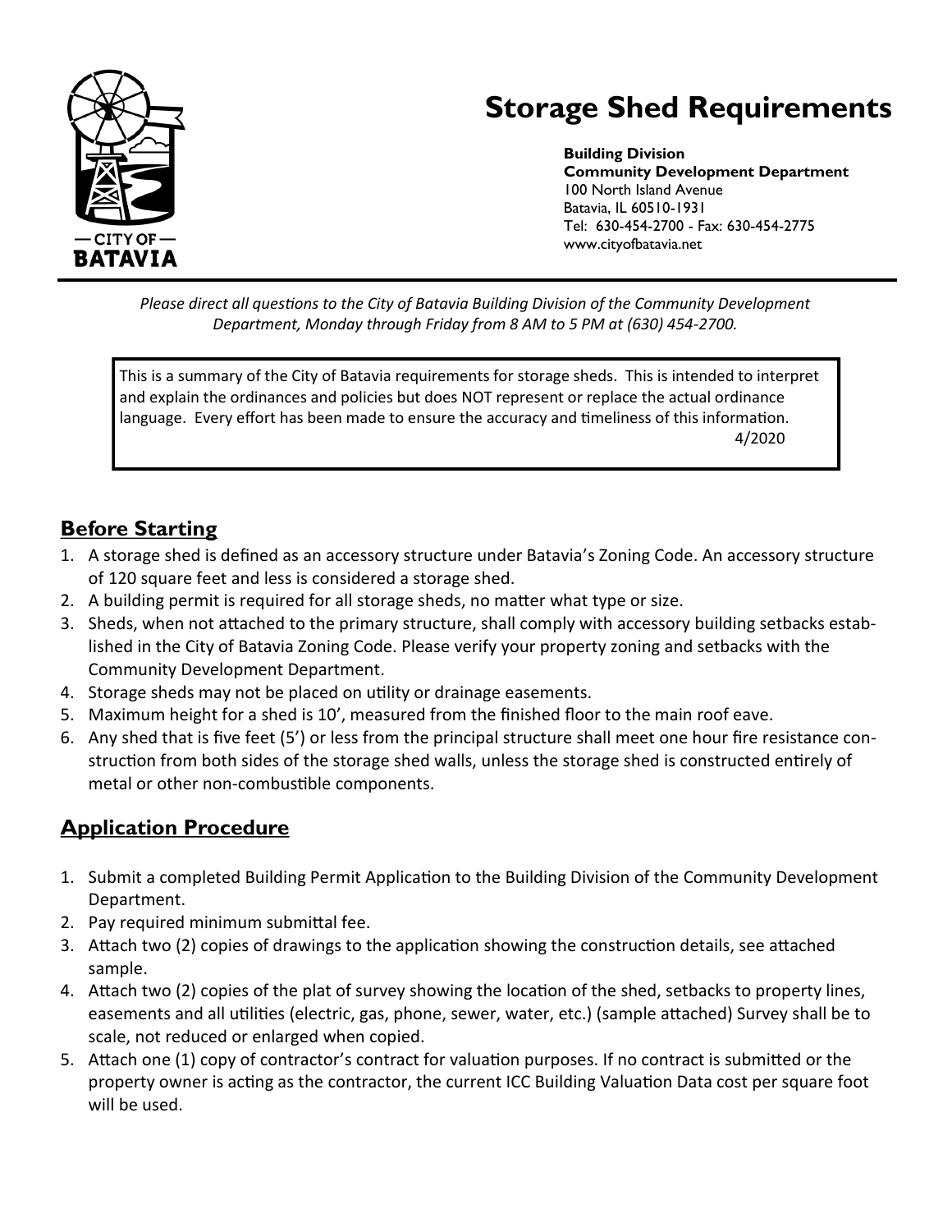# Storage Shed Requirements

**Building Division**
**Community Development Department**
100 North Island Avenue
Batavia, IL 60510-1931
Tel: 630-454-2700 - Fax: 630-454-2775
www.cityofbatavia.net

— CITY OF —
**BATAVIA**

*Please direct all questions to the City of Batavia Building Division of the Community Development Department, Monday through Friday from 8 AM to 5 PM at (630) 454-2700.*

This is a summary of the City of Batavia requirements for storage sheds. This is intended to interpret and explain the ordinances and policies but does NOT represent or replace the actual ordinance language. Every effort has been made to ensure the accuracy and timeliness of this information.
4/2020

## Before Starting

1. A storage shed is defined as an accessory structure under Batavia's Zoning Code. An accessory structure of 120 square feet and less is considered a storage shed.
2. A building permit is required for all storage sheds, no matter what type or size.
3. Sheds, when not attached to the primary structure, shall comply with accessory building setbacks established in the City of Batavia Zoning Code. Please verify your property zoning and setbacks with the Community Development Department.
4. Storage sheds may not be placed on utility or drainage easements.
5. Maximum height for a shed is 10', measured from the finished floor to the main roof eave.
6. Any shed that is five feet (5') or less from the principal structure shall meet one hour fire resistance construction from both sides of the storage shed walls, unless the storage shed is constructed entirely of metal or other non-combustible components.

## Application Procedure

1. Submit a completed Building Permit Application to the Building Division of the Community Development Department.
2. Pay required minimum submittal fee.
3. Attach two (2) copies of drawings to the application showing the construction details, see attached sample.
4. Attach two (2) copies of the plat of survey showing the location of the shed, setbacks to property lines, easements and all utilities (electric, gas, phone, sewer, water, etc.) (sample attached) Survey shall be to scale, not reduced or enlarged when copied.
5. Attach one (1) copy of contractor's contract for valuation purposes. If no contract is submitted or the property owner is acting as the contractor, the current ICC Building Valuation Data cost per square foot will be used.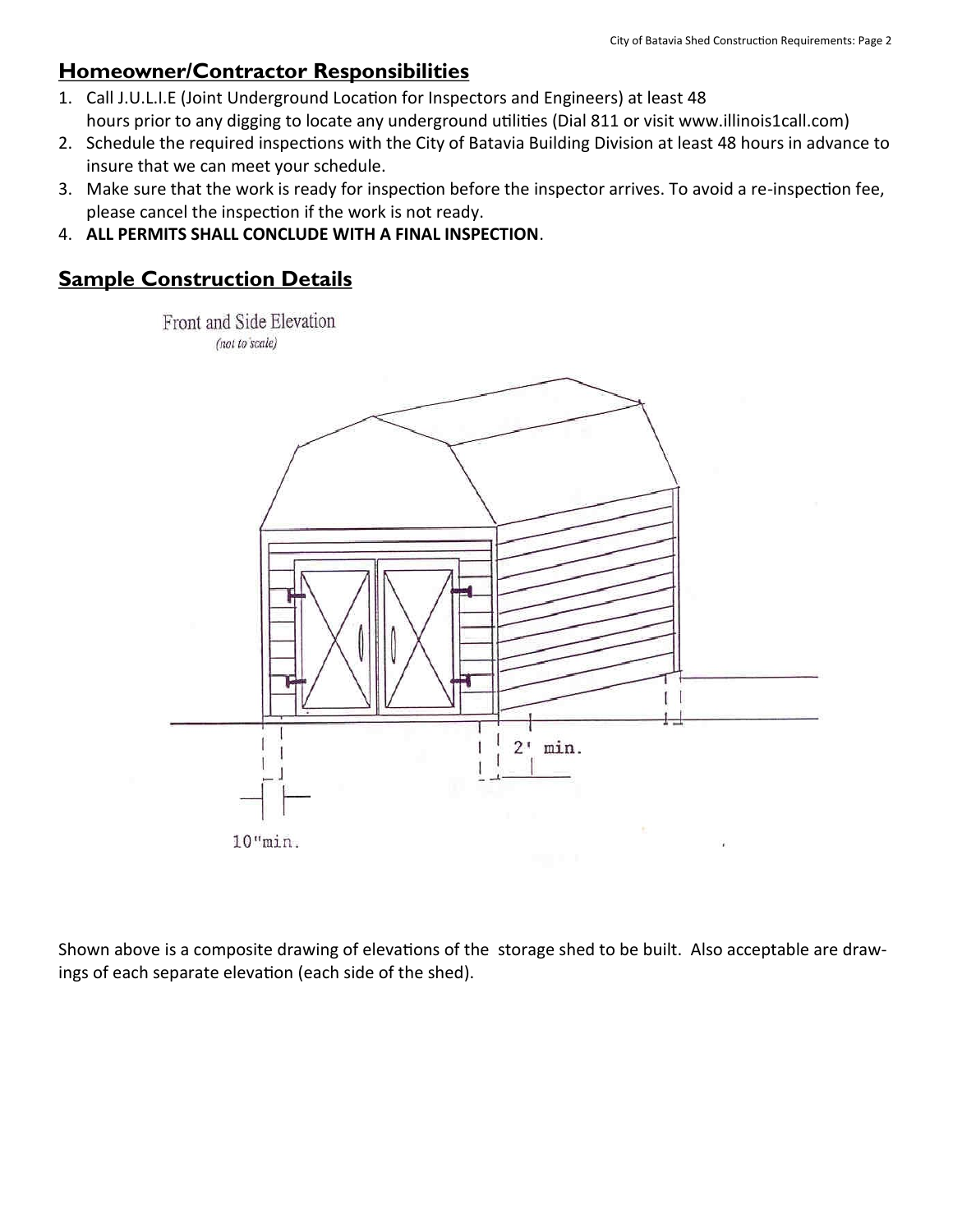## Homeowner/Contractor Responsibilities

1. Call J.U.L.I.E (Joint Underground Location for Inspectors and Engineers) at least 48 hours prior to any digging to locate any underground utilities (Dial 811 or visit www.illinois1call.com)
2. Schedule the required inspections with the City of Batavia Building Division at least 48 hours in advance to insure that we can meet your schedule.
3. Make sure that the work is ready for inspection before the inspector arrives. To avoid a re-inspection fee, please cancel the inspection if the work is not ready.
4. **ALL PERMITS SHALL CONCLUDE WITH A FINAL INSPECTION**.

## Sample Construction Details

Front and Side Elevation
*(not to scale)*

2' min.

10"min.

Shown above is a composite drawing of elevations of the storage shed to be built. Also acceptable are drawings of each separate elevation (each side of the shed).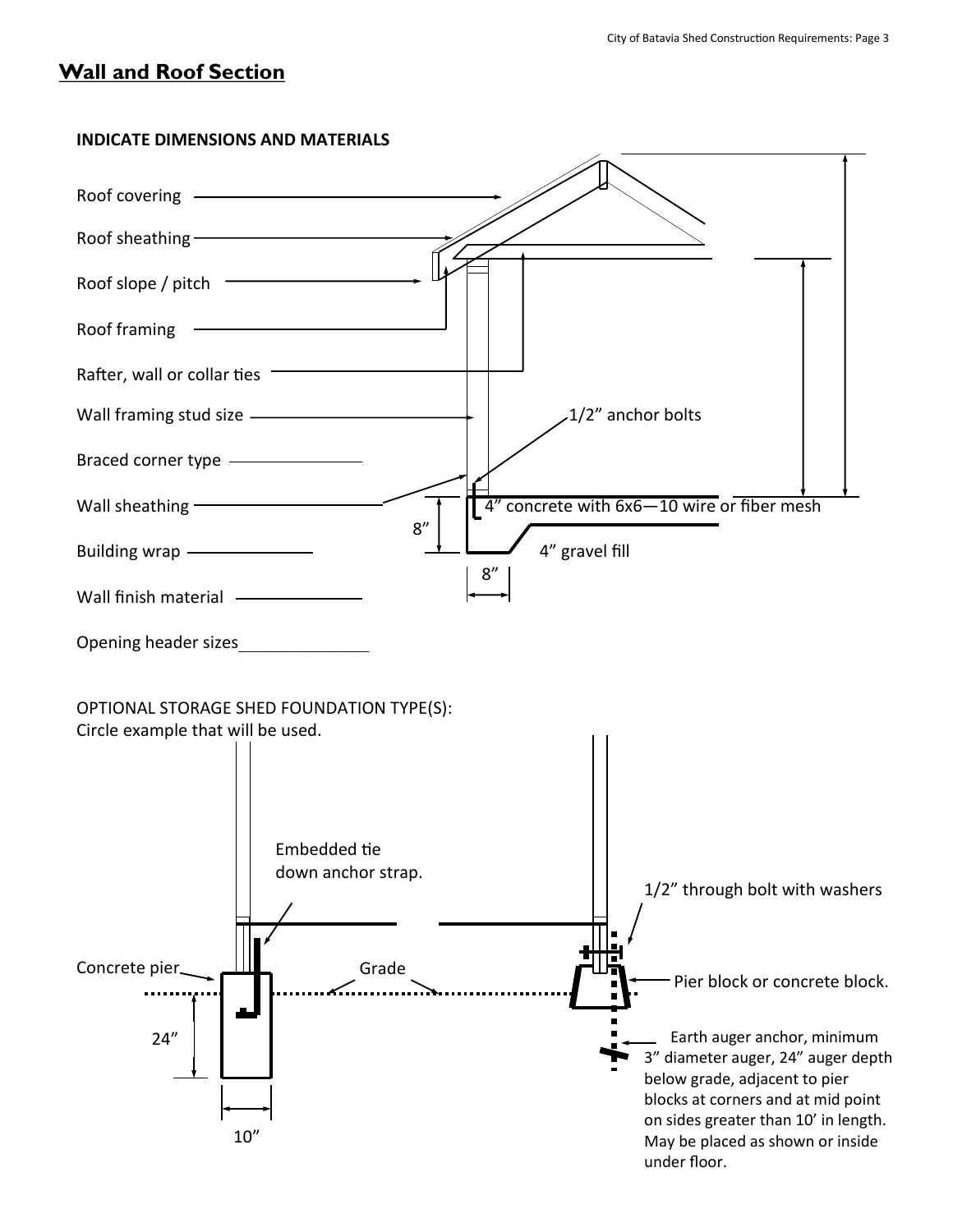## Wall and Roof Section

**INDICATE DIMENSIONS AND MATERIALS**

Roof covering

Roof sheathing

Roof slope / pitch

Roof framing

Rafter, wall or collar ties

Wall framing stud size

Braced corner type

Wall sheathing

Building wrap

Wall finish material

Opening header sizes

1/2" anchor bolts

4" concrete with 6x6—10 wire or fiber mesh

4" gravel fill

8"

8"

OPTIONAL STORAGE SHED FOUNDATION TYPE(S):
Circle example that will be used.

Embedded tie down anchor strap.

Concrete pier

Grade

24"

10"

1/2" through bolt with washers

Pier block or concrete block.

Earth auger anchor, minimum 3" diameter auger, 24" auger depth below grade, adjacent to pier blocks at corners and at mid point on sides greater than 10' in length. May be placed as shown or inside under floor.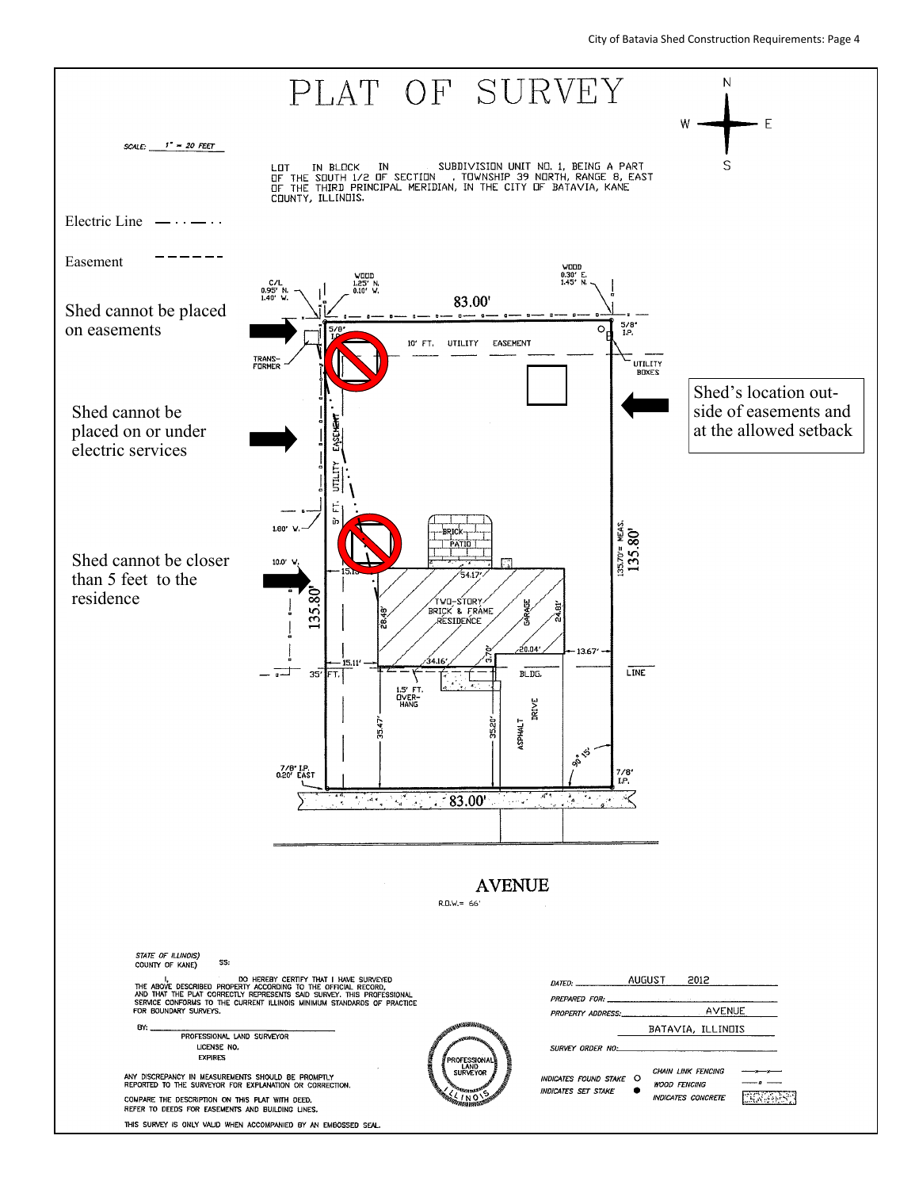# PLAT OF SURVEY

SCALE: 1" = 20 FEET

LOT IN BLOCK IN SUBDIVISION UNIT NO. 1, BEING A PART OF THE SOUTH 1/2 OF SECTION , TOWNSHIP 39 NORTH, RANGE 8, EAST OF THE THIRD PRINCIPAL MERIDIAN, IN THE CITY OF BATAVIA, KANE COUNTY, ILLINOIS.

N
W E
S

Electric Line

Easement

Shed cannot be placed on easements

Shed cannot be placed on or under electric services

Shed cannot be closer than 5 feet to the residence

Shed's location outside of easements and at the allowed setback

C/L
0.95' N.
1.40' W.

WOOD
1.25' N.
0.10' W.

WOOD
0.30' E.
1.45' N.

83.00'

5/8" I.P.

5/8" I.P.

10' FT. UTILITY EASEMENT

TRANS-FORMER

UTILITY BOXES

5' FT. UTILITY EASEMENT

1.60' W.

10.0' W.

135.80'

135.70'= MEAS.

135.80'

BRICK PATIO

15.15'

54.17'

TWO-STORY BRICK & FRAME RESIDENCE

28.48'

GARAGE

24.81'

20.04'

13.67'

3.70'

34.16'

15.11'

35' FT. BLDG. LINE

1.5' FT. OVER-HANG

35.47'

35.20'

ASPHALT DRIVE

90°15'

7/8" I.P.
0.20' EAST

7/8" I.P.

83.00'

AVENUE

R.O.W.= 66'

STATE OF ILLINOIS)
COUNTY OF KANE) SS:

I, DO HEREBY CERTIFY THAT I HAVE SURVEYED THE ABOVE DESCRIBED PROPERTY ACCORDING TO THE OFFICIAL RECORD, AND THAT THE PLAT CORRECTLY REPRESENTS SAID SURVEY. THIS PROFESSIONAL SERVICE CONFORMS TO THE CURRENT ILLINOIS MINIMUM STANDARDS OF PRACTICE FOR BOUNDARY SURVEYS.

BY: ______________________
PROFESSIONAL LAND SURVEYOR
LICENSE NO.
EXPIRES

PROFESSIONAL LAND SURVEYOR ILLINOIS

ANY DISCREPANCY IN MEASUREMENTS SHOULD BE PROMPTLY REPORTED TO THE SURVEYOR FOR EXPLANATION OR CORRECTION.

COMPARE THE DESCRIPTION ON THIS PLAT WITH DEED. REFER TO DEEDS FOR EASEMENTS AND BUILDING LINES.

THIS SURVEY IS ONLY VALID WHEN ACCOMPANIED BY AN EMBOSSED SEAL.

DATED: AUGUST 2012

PREPARED FOR:

PROPERTY ADDRESS: AVENUE
BATAVIA, ILLINOIS

SURVEY ORDER NO:

INDICATES FOUND STAKE ○

INDICATES SET STAKE ●

CHAIN LINK FENCING

WOOD FENCING

INDICATES CONCRETE